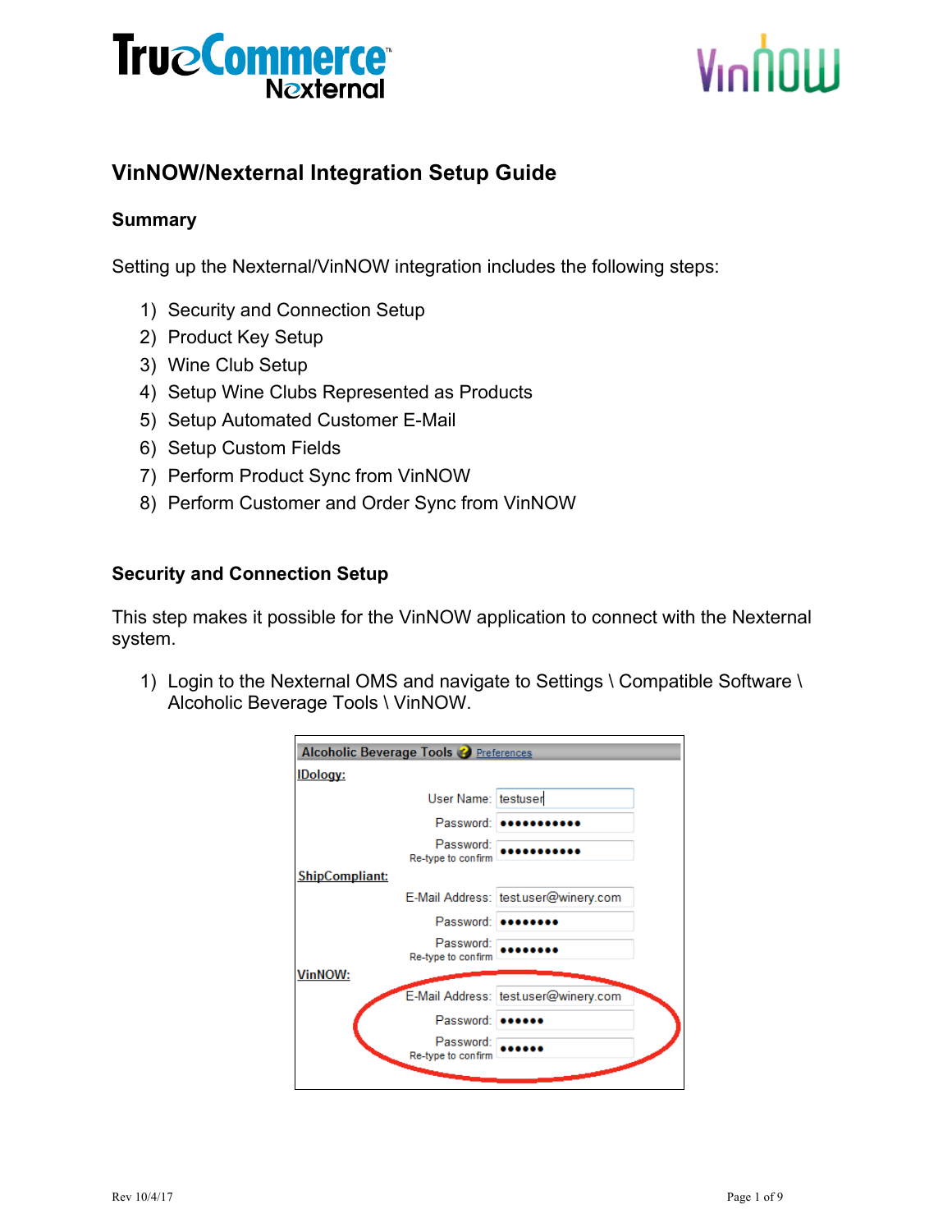# VinNOW/Nexternal Integration Setup Guide

## Summary

Setting up the Nexternal/VinNOW integration includes the following steps:

1) Security and Connection Setup
2) Product Key Setup
3) Wine Club Setup
4) Setup Wine Clubs Represented as Products
5) Setup Automated Customer E-Mail
6) Setup Custom Fields
7) Perform Product Sync from VinNOW
8) Perform Customer and Order Sync from VinNOW

## Security and Connection Setup

This step makes it possible for the VinNOW application to connect with the Nexternal system.

1) Login to the Nexternal OMS and navigate to Settings \ Compatible Software \ Alcoholic Beverage Tools \ VinNOW.

**Alcoholic Beverage Tools** Preferences

**IDology:**

User Name: testuser
Password: ●●●●●●●●●●●
Password: Re-type to confirm ●●●●●●●●●●●

**ShipCompliant:**

E-Mail Address: testuser@winery.com
Password: ●●●●●●●●
Password: Re-type to confirm ●●●●●●●●

**VinNOW:**

E-Mail Address: testuser@winery.com
Password: ●●●●●●
Password: Re-type to confirm ●●●●●●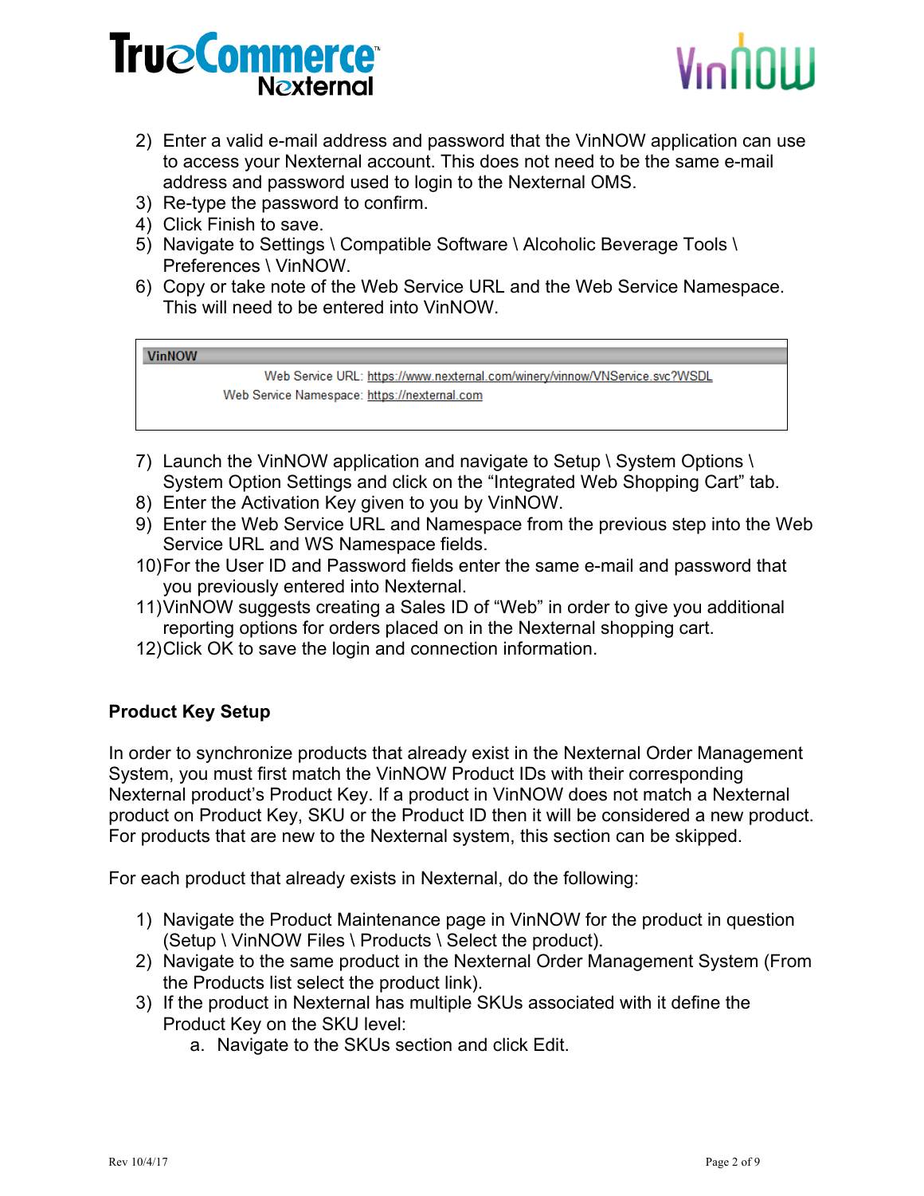2) Enter a valid e-mail address and password that the VinNOW application can use to access your Nexternal account. This does not need to be the same e-mail address and password used to login to the Nexternal OMS.
3) Re-type the password to confirm.
4) Click Finish to save.
5) Navigate to Settings \ Compatible Software \ Alcoholic Beverage Tools \ Preferences \ VinNOW.
6) Copy or take note of the Web Service URL and the Web Service Namespace. This will need to be entered into VinNOW.

| VinNOW | |
|---|---|
| Web Service URL: | https://www.nexternal.com/winery/vinnow/VNService.svc?WSDL |
| Web Service Namespace: | https://nexternal.com |

7) Launch the VinNOW application and navigate to Setup \ System Options \ System Option Settings and click on the "Integrated Web Shopping Cart" tab.
8) Enter the Activation Key given to you by VinNOW.
9) Enter the Web Service URL and Namespace from the previous step into the Web Service URL and WS Namespace fields.
10) For the User ID and Password fields enter the same e-mail and password that you previously entered into Nexternal.
11) VinNOW suggests creating a Sales ID of "Web" in order to give you additional reporting options for orders placed on in the Nexternal shopping cart.
12) Click OK to save the login and connection information.

**Product Key Setup**

In order to synchronize products that already exist in the Nexternal Order Management System, you must first match the VinNOW Product IDs with their corresponding Nexternal product's Product Key. If a product in VinNOW does not match a Nexternal product on Product Key, SKU or the Product ID then it will be considered a new product. For products that are new to the Nexternal system, this section can be skipped.

For each product that already exists in Nexternal, do the following:

1) Navigate the Product Maintenance page in VinNOW for the product in question (Setup \ VinNOW Files \ Products \ Select the product).
2) Navigate to the same product in the Nexternal Order Management System (From the Products list select the product link).
3) If the product in Nexternal has multiple SKUs associated with it define the Product Key on the SKU level:
    a. Navigate to the SKUs section and click Edit.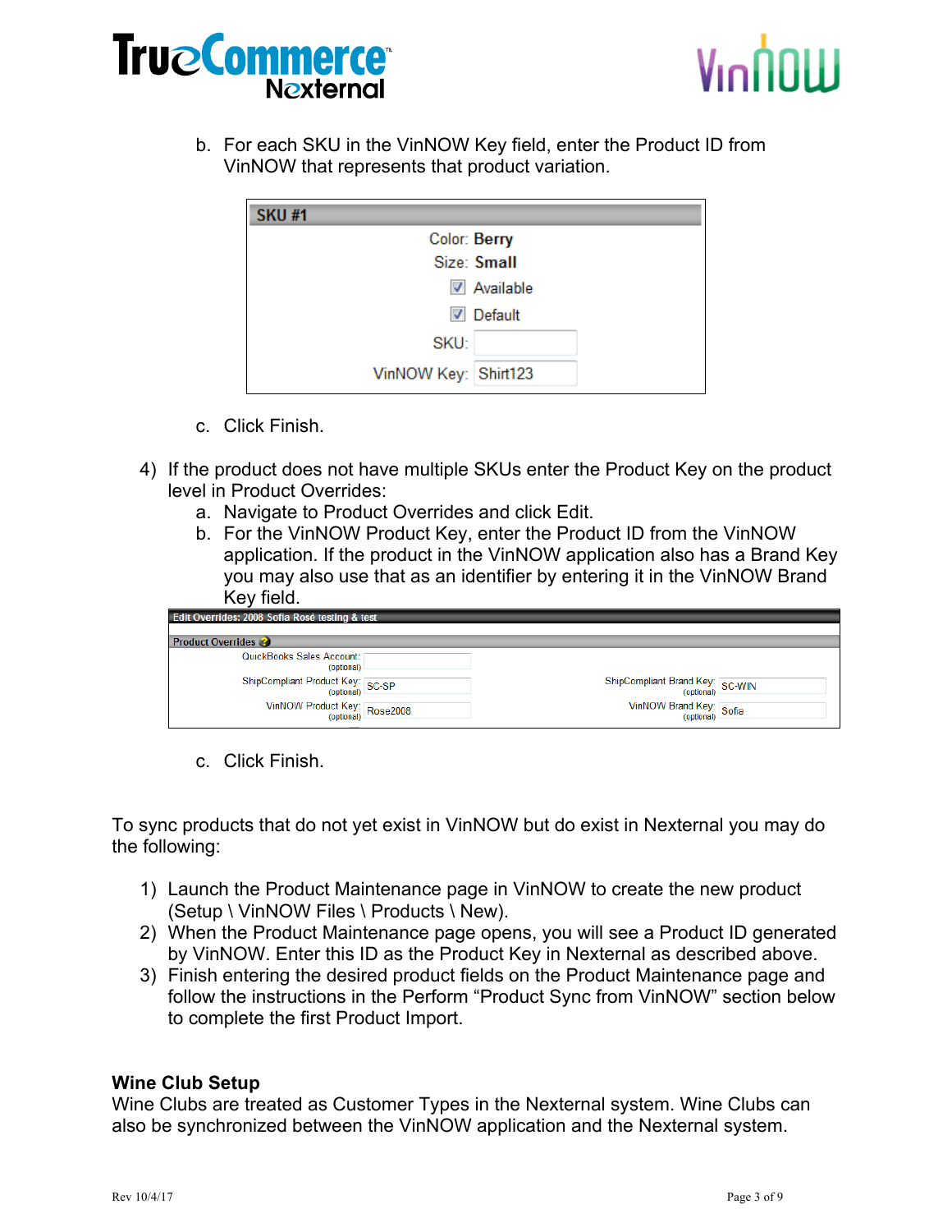b. For each SKU in the VinNOW Key field, enter the Product ID from VinNOW that represents that product variation.

| SKU #1 | |
|---|---|
| Color: | Berry |
| Size: | Small |
| ☑ | Available |
| ☑ | Default |
| SKU: | |
| VinNOW Key: | Shirt123 |

c. Click Finish.

4) If the product does not have multiple SKUs enter the Product Key on the product level in Product Overrides:
   a. Navigate to Product Overrides and click Edit.
   b. For the VinNOW Product Key, enter the Product ID from the VinNOW application. If the product in the VinNOW application also has a Brand Key you may also use that as an identifier by entering it in the VinNOW Brand Key field.

**Edit Overrides: 2008 Sofia Rosé testing & test**

**Product Overrides**

| Field | Value | Field | Value |
|---|---|---|---|
| QuickBooks Sales Account: (optional) | | | |
| ShipCompliant Product Key: (optional) | SC-SP | ShipCompliant Brand Key: (optional) | SC-WIN |
| VinNOW Product Key: (optional) | Rose2008 | VinNOW Brand Key: (optional) | Sofia |

   c. Click Finish.

To sync products that do not yet exist in VinNOW but do exist in Nexternal you may do the following:

1) Launch the Product Maintenance page in VinNOW to create the new product (Setup \ VinNOW Files \ Products \ New).
2) When the Product Maintenance page opens, you will see a Product ID generated by VinNOW. Enter this ID as the Product Key in Nexternal as described above.
3) Finish entering the desired product fields on the Product Maintenance page and follow the instructions in the Perform "Product Sync from VinNOW" section below to complete the first Product Import.

### Wine Club Setup

Wine Clubs are treated as Customer Types in the Nexternal system. Wine Clubs can also be synchronized between the VinNOW application and the Nexternal system.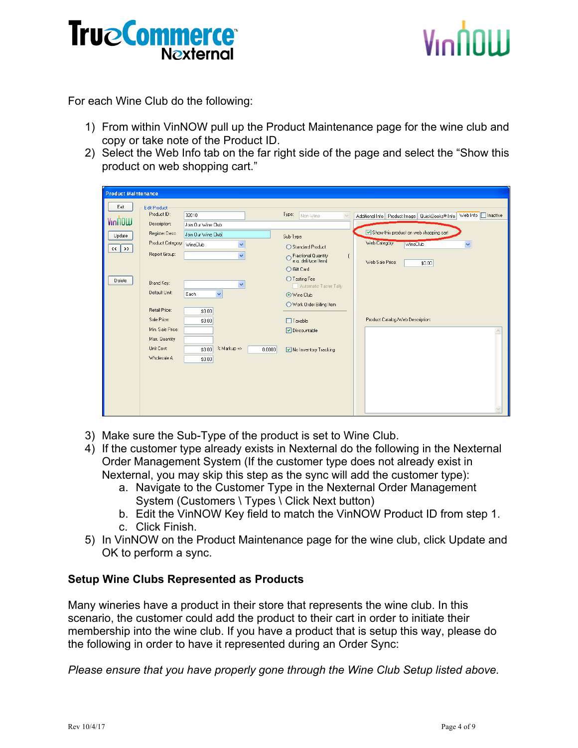For each Wine Club do the following:

1) From within VinNOW pull up the Product Maintenance page for the wine club and copy or take note of the Product ID.
2) Select the Web Info tab on the far right side of the page and select the “Show this product on web shopping cart.”

3) Make sure the Sub-Type of the product is set to Wine Club.
4) If the customer type already exists in Nexternal do the following in the Nexternal Order Management System (If the customer type does not already exist in Nexternal, you may skip this step as the sync will add the customer type):
   a. Navigate to the Customer Type in the Nexternal Order Management System (Customers \ Types \ Click Next button)
   b. Edit the VinNOW Key field to match the VinNOW Product ID from step 1.
   c. Click Finish.
5) In VinNOW on the Product Maintenance page for the wine club, click Update and OK to perform a sync.

**Setup Wine Clubs Represented as Products**

Many wineries have a product in their store that represents the wine club. In this scenario, the customer could add the product to their cart in order to initiate their membership into the wine club. If you have a product that is setup this way, please do the following in order to have it represented during an Order Sync:

*Please ensure that you have properly gone through the Wine Club Setup listed above.*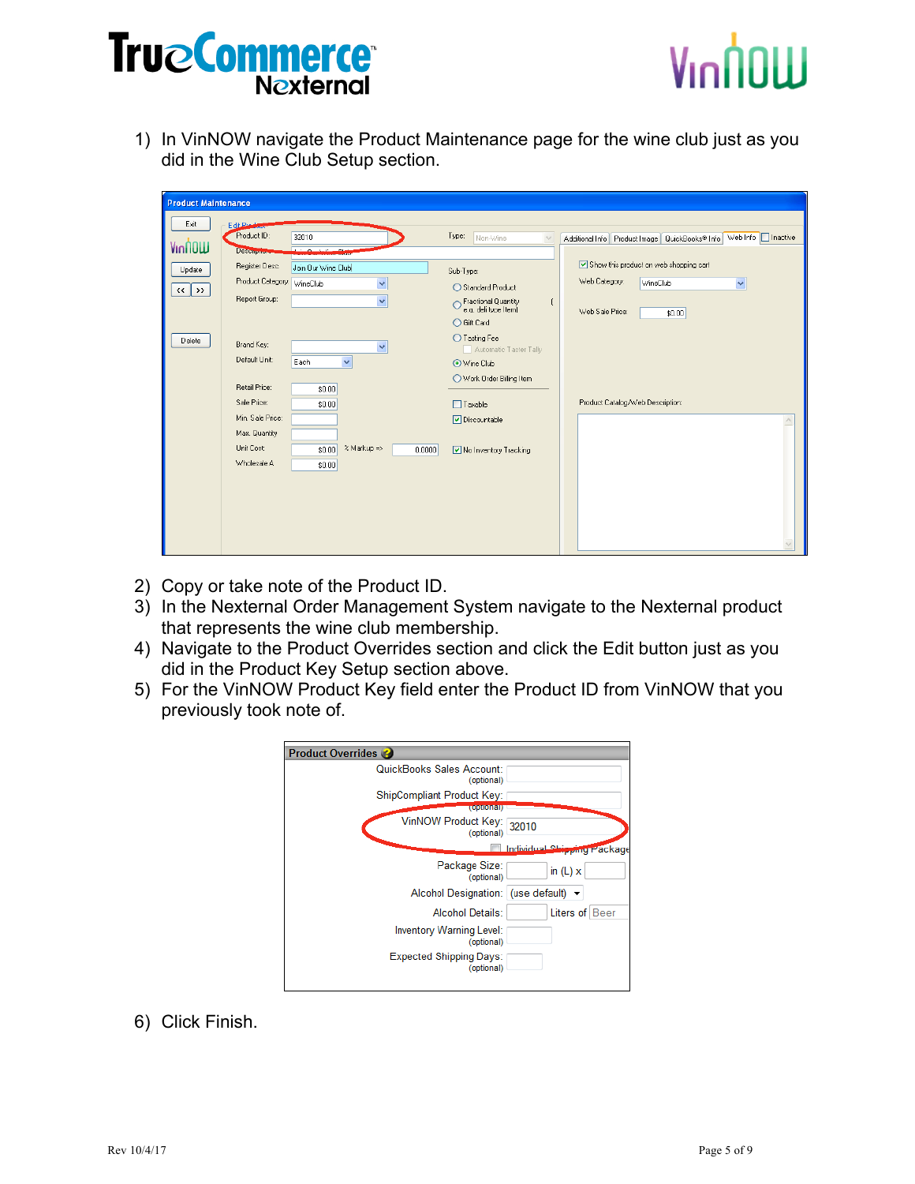1) In VinNOW navigate the Product Maintenance page for the wine club just as you did in the Wine Club Setup section.

2) Copy or take note of the Product ID.
3) In the Nexternal Order Management System navigate to the Nexternal product that represents the wine club membership.
4) Navigate to the Product Overrides section and click the Edit button just as you did in the Product Key Setup section above.
5) For the VinNOW Product Key field enter the Product ID from VinNOW that you previously took note of.

6) Click Finish.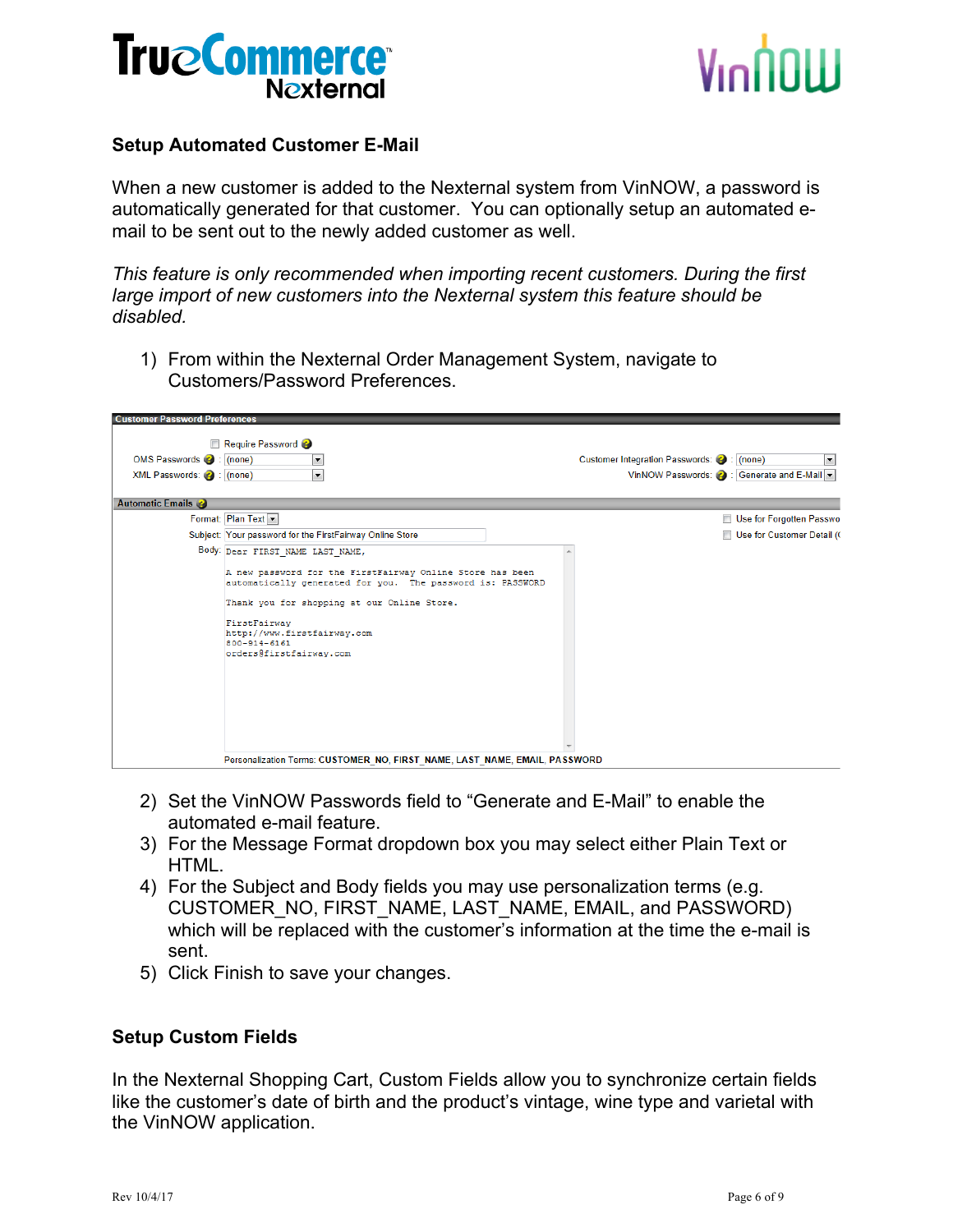## Setup Automated Customer E-Mail

When a new customer is added to the Nexternal system from VinNOW, a password is automatically generated for that customer. You can optionally setup an automated e-mail to be sent out to the newly added customer as well.

*This feature is only recommended when importing recent customers. During the first large import of new customers into the Nexternal system this feature should be disabled.*

1) From within the Nexternal Order Management System, navigate to Customers/Password Preferences.

2) Set the VinNOW Passwords field to "Generate and E-Mail" to enable the automated e-mail feature.
3) For the Message Format dropdown box you may select either Plain Text or HTML.
4) For the Subject and Body fields you may use personalization terms (e.g. CUSTOMER_NO, FIRST_NAME, LAST_NAME, EMAIL, and PASSWORD) which will be replaced with the customer's information at the time the e-mail is sent.
5) Click Finish to save your changes.

## Setup Custom Fields

In the Nexternal Shopping Cart, Custom Fields allow you to synchronize certain fields like the customer's date of birth and the product's vintage, wine type and varietal with the VinNOW application.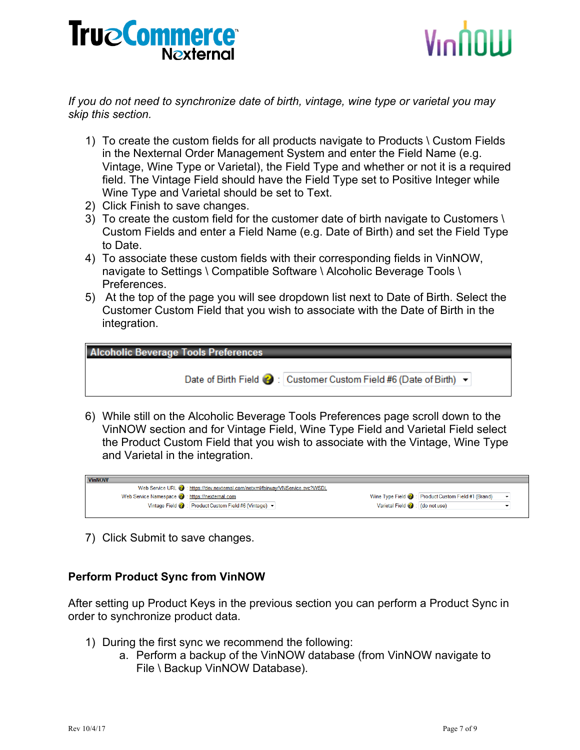*If you do not need to synchronize date of birth, vintage, wine type or varietal you may skip this section.*

1) To create the custom fields for all products navigate to Products \ Custom Fields in the Nexternal Order Management System and enter the Field Name (e.g. Vintage, Wine Type or Varietal), the Field Type and whether or not it is a required field. The Vintage Field should have the Field Type set to Positive Integer while Wine Type and Varietal should be set to Text.
2) Click Finish to save changes.
3) To create the custom field for the customer date of birth navigate to Customers \ Custom Fields and enter a Field Name (e.g. Date of Birth) and set the Field Type to Date.
4) To associate these custom fields with their corresponding fields in VinNOW, navigate to Settings \ Compatible Software \ Alcoholic Beverage Tools \ Preferences.
5) At the top of the page you will see dropdown list next to Date of Birth. Select the Customer Custom Field that you wish to associate with the Date of Birth in the integration.

**Alcoholic Beverage Tools Preferences**

Date of Birth Field : Customer Custom Field #6 (Date of Birth)

6) While still on the Alcoholic Beverage Tools Preferences page scroll down to the VinNOW section and for Vintage Field, Wine Type Field and Varietal Field select the Product Custom Field that you wish to associate with the Vintage, Wine Type and Varietal in the integration.

**VinNOW**

Web Service URL : https://dev.nexternal.com/netxml/fairway/VNService.svc?WSDL
Web Service Namespace : https://nexternal.com
Vintage Field : Product Custom Field #6 (Vintage)
Wine Type Field : Product Custom Field #1 (Brand)
Varietal Field : (do not use)

7) Click Submit to save changes.

**Perform Product Sync from VinNOW**

After setting up Product Keys in the previous section you can perform a Product Sync in order to synchronize product data.

1) During the first sync we recommend the following:
   a. Perform a backup of the VinNOW database (from VinNOW navigate to File \ Backup VinNOW Database).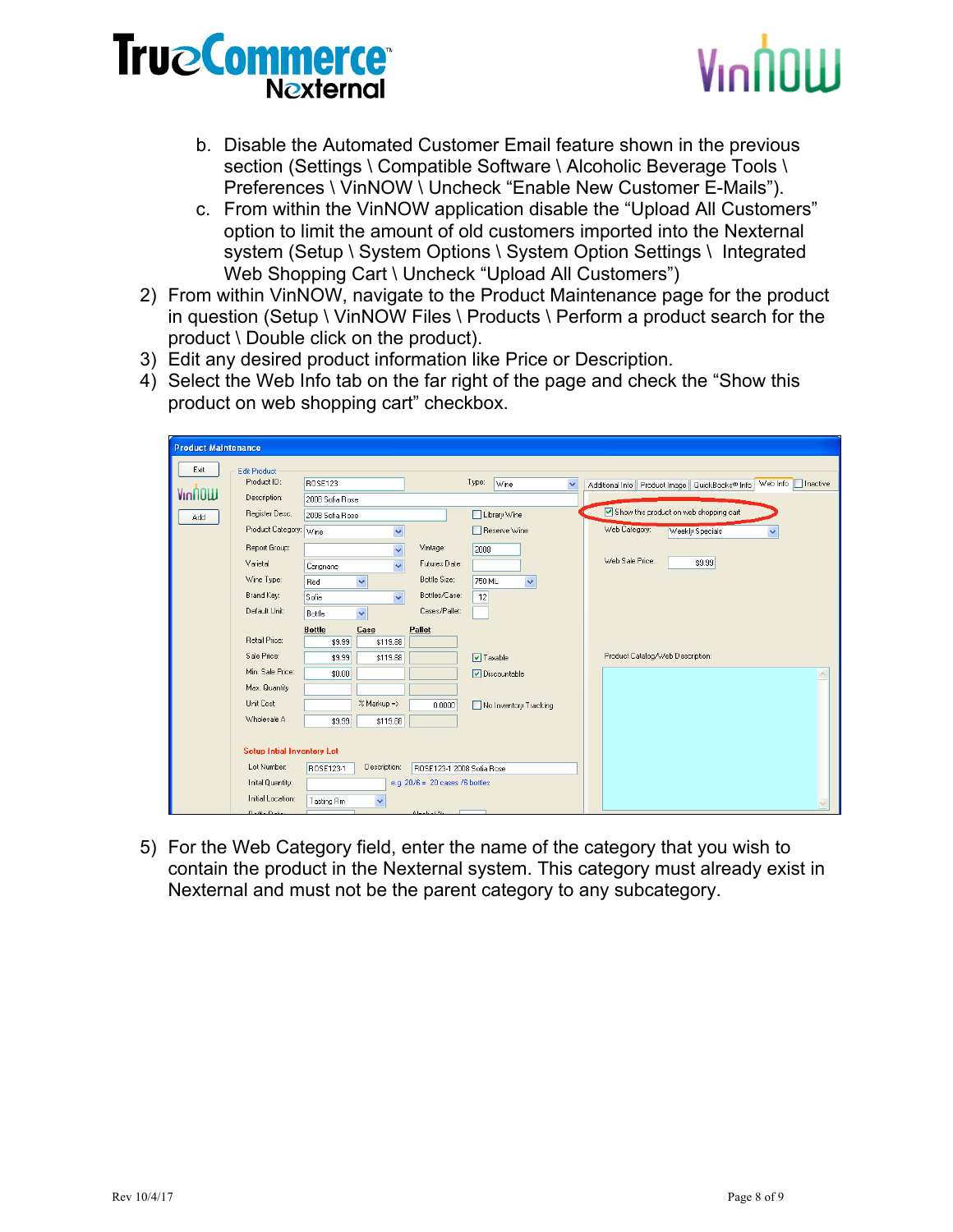b. Disable the Automated Customer Email feature shown in the previous section (Settings \ Compatible Software \ Alcoholic Beverage Tools \ Preferences \ VinNOW \ Uncheck “Enable New Customer E-Mails”).

c. From within the VinNOW application disable the “Upload All Customers” option to limit the amount of old customers imported into the Nexternal system (Setup \ System Options \ System Option Settings \ Integrated Web Shopping Cart \ Uncheck “Upload All Customers”)

2) From within VinNOW, navigate to the Product Maintenance page for the product in question (Setup \ VinNOW Files \ Products \ Perform a product search for the product \ Double click on the product).
3) Edit any desired product information like Price or Description.
4) Select the Web Info tab on the far right of the page and check the “Show this product on web shopping cart” checkbox.

5) For the Web Category field, enter the name of the category that you wish to contain the product in the Nexternal system. This category must already exist in Nexternal and must not be the parent category to any subcategory.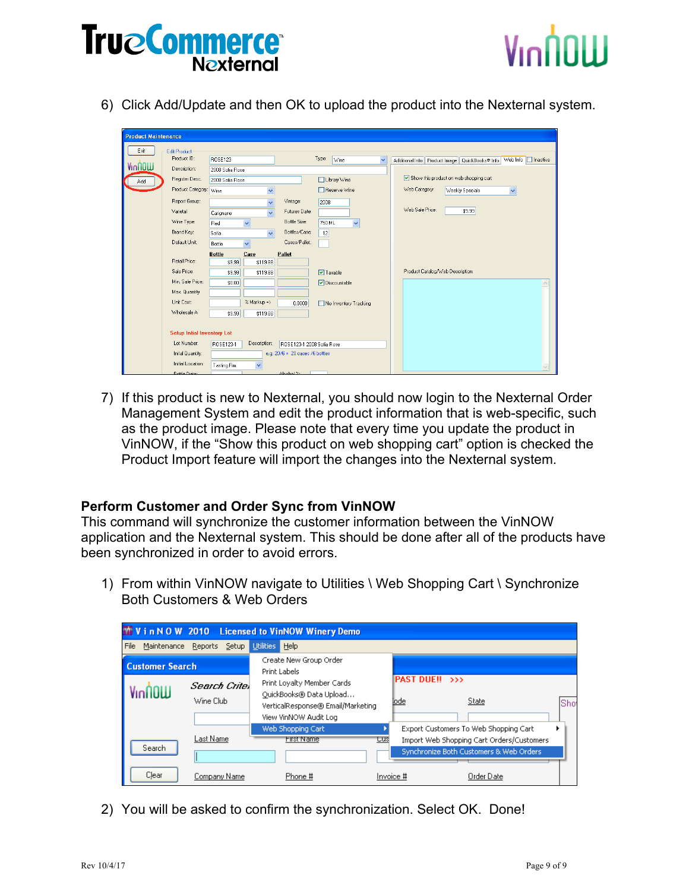6) Click Add/Update and then OK to upload the product into the Nexternal system.

7) If this product is new to Nexternal, you should now login to the Nexternal Order Management System and edit the product information that is web-specific, such as the product image. Please note that every time you update the product in VinNOW, if the “Show this product on web shopping cart” option is checked the Product Import feature will import the changes into the Nexternal system.

**Perform Customer and Order Sync from VinNOW**

This command will synchronize the customer information between the VinNOW application and the Nexternal system. This should be done after all of the products have been synchronized in order to avoid errors.

1) From within VinNOW navigate to Utilities \ Web Shopping Cart \ Synchronize Both Customers & Web Orders

2) You will be asked to confirm the synchronization. Select OK. Done!

Rev 10/4/17